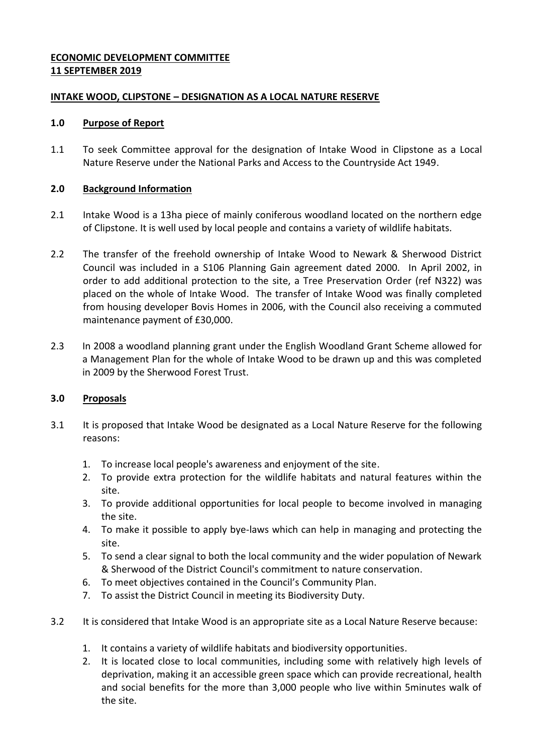**ECONOMIC DEVELOPMENT COMMITTEE**
**11 SEPTEMBER 2019**

**INTAKE WOOD, CLIPSTONE – DESIGNATION AS A LOCAL NATURE RESERVE**

## 1.0 Purpose of Report

1.1 To seek Committee approval for the designation of Intake Wood in Clipstone as a Local Nature Reserve under the National Parks and Access to the Countryside Act 1949.

## 2.0 Background Information

2.1 Intake Wood is a 13ha piece of mainly coniferous woodland located on the northern edge of Clipstone. It is well used by local people and contains a variety of wildlife habitats.

2.2 The transfer of the freehold ownership of Intake Wood to Newark & Sherwood District Council was included in a S106 Planning Gain agreement dated 2000. In April 2002, in order to add additional protection to the site, a Tree Preservation Order (ref N322) was placed on the whole of Intake Wood. The transfer of Intake Wood was finally completed from housing developer Bovis Homes in 2006, with the Council also receiving a commuted maintenance payment of £30,000.

2.3 In 2008 a woodland planning grant under the English Woodland Grant Scheme allowed for a Management Plan for the whole of Intake Wood to be drawn up and this was completed in 2009 by the Sherwood Forest Trust.

## 3.0 Proposals

3.1 It is proposed that Intake Wood be designated as a Local Nature Reserve for the following reasons:

1. To increase local people's awareness and enjoyment of the site.
2. To provide extra protection for the wildlife habitats and natural features within the site.
3. To provide additional opportunities for local people to become involved in managing the site.
4. To make it possible to apply bye-laws which can help in managing and protecting the site.
5. To send a clear signal to both the local community and the wider population of Newark & Sherwood of the District Council's commitment to nature conservation.
6. To meet objectives contained in the Council's Community Plan.
7. To assist the District Council in meeting its Biodiversity Duty.

3.2 It is considered that Intake Wood is an appropriate site as a Local Nature Reserve because:

1. It contains a variety of wildlife habitats and biodiversity opportunities.
2. It is located close to local communities, including some with relatively high levels of deprivation, making it an accessible green space which can provide recreational, health and social benefits for the more than 3,000 people who live within 5minutes walk of the site.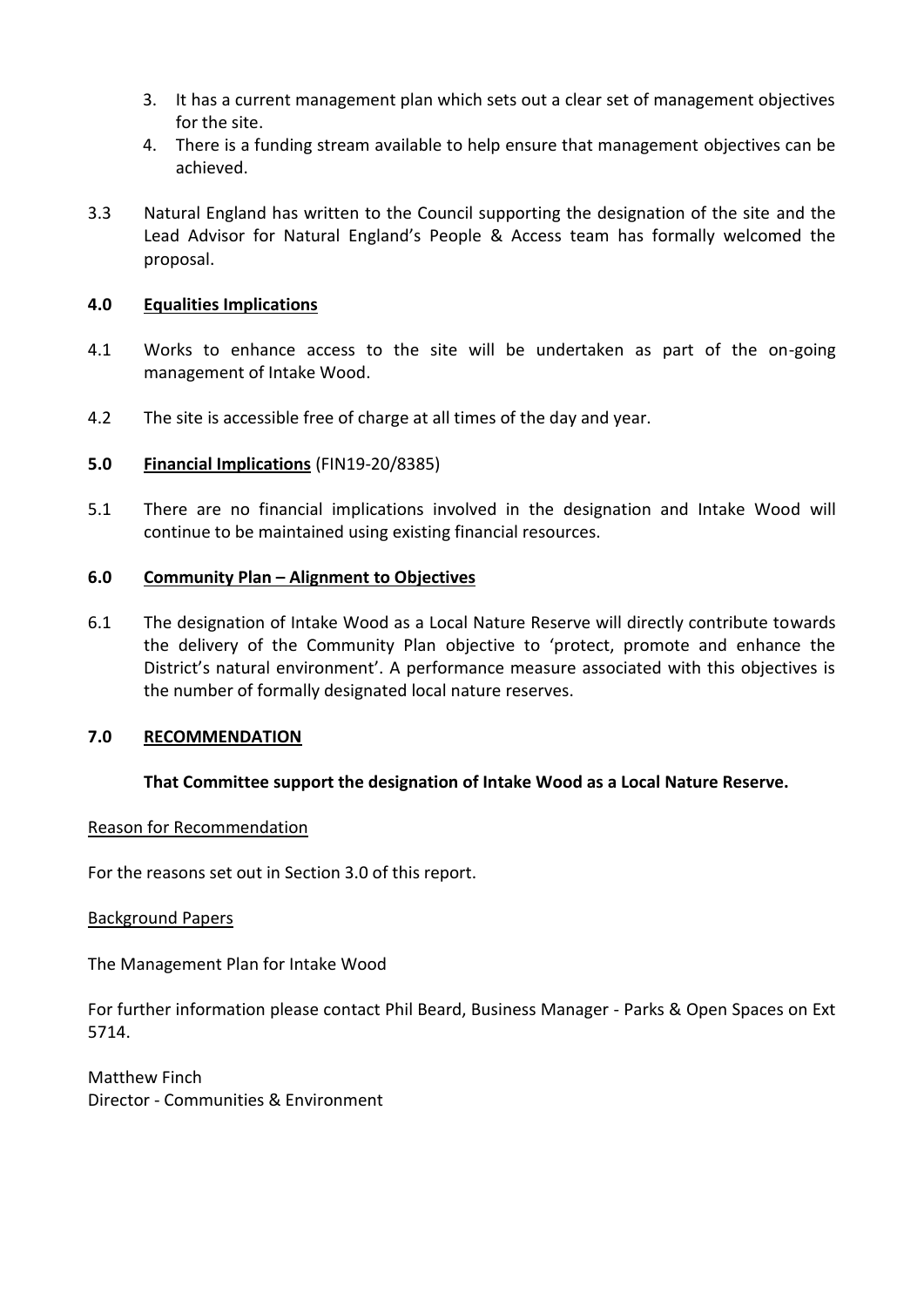3. It has a current management plan which sets out a clear set of management objectives for the site.
4. There is a funding stream available to help ensure that management objectives can be achieved.

3.3 Natural England has written to the Council supporting the designation of the site and the Lead Advisor for Natural England's People & Access team has formally welcomed the proposal.

## 4.0 Equalities Implications

4.1 Works to enhance access to the site will be undertaken as part of the on-going management of Intake Wood.

4.2 The site is accessible free of charge at all times of the day and year.

## 5.0 Financial Implications (FIN19-20/8385)

5.1 There are no financial implications involved in the designation and Intake Wood will continue to be maintained using existing financial resources.

## 6.0 Community Plan – Alignment to Objectives

6.1 The designation of Intake Wood as a Local Nature Reserve will directly contribute towards the delivery of the Community Plan objective to 'protect, promote and enhance the District's natural environment'. A performance measure associated with this objectives is the number of formally designated local nature reserves.

## 7.0 RECOMMENDATION

**That Committee support the designation of Intake Wood as a Local Nature Reserve.**

Reason for Recommendation

For the reasons set out in Section 3.0 of this report.

Background Papers

The Management Plan for Intake Wood

For further information please contact Phil Beard, Business Manager - Parks & Open Spaces on Ext 5714.

Matthew Finch
Director - Communities & Environment